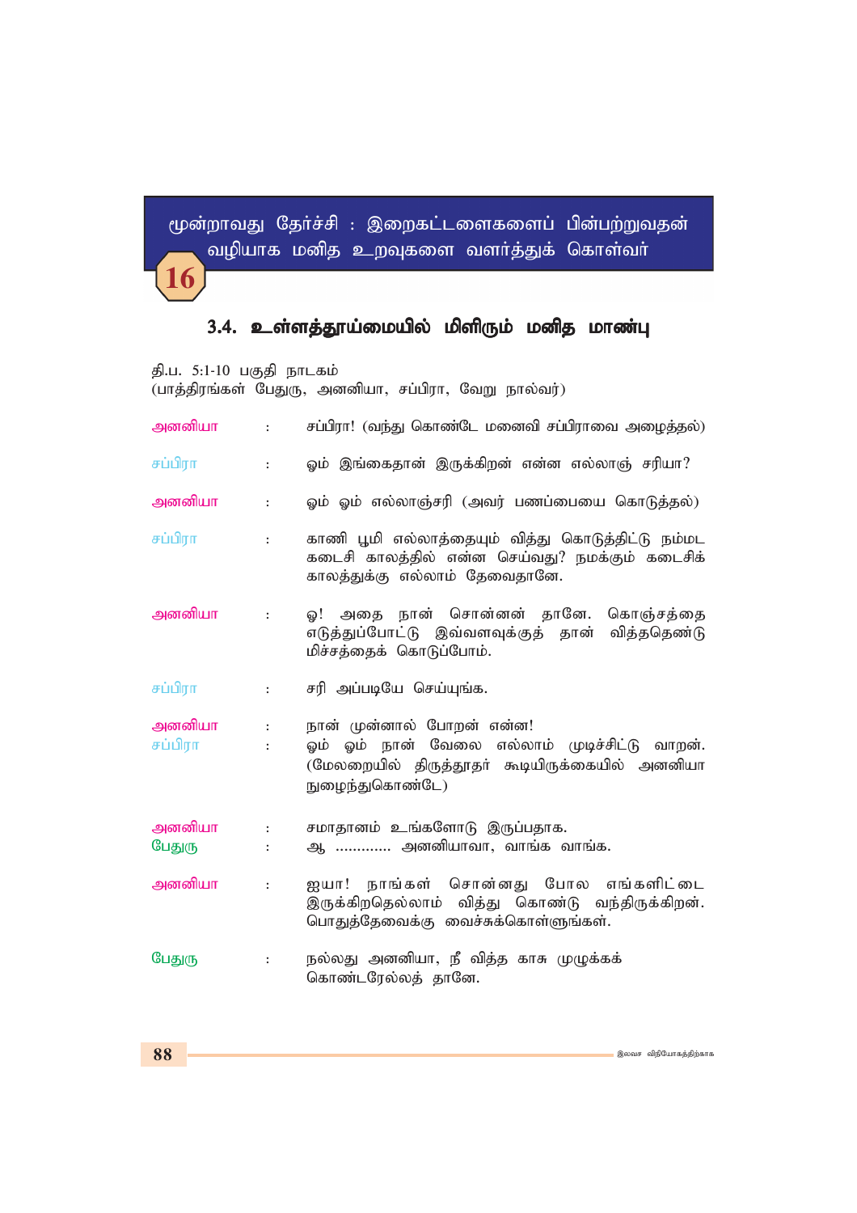மூன்றாவது தேர்ச்சி : இறைகட்டளைகளைப் பின்பற்றுவதன் வழியாக மனித உறவுகளை வளர்த்துக் கொள்வர்

16

## 3.4. உள்ளத்தூய்மையில் மிளிரும் மனித மாண்பு

தி.ப. 5:1-10 பகுதி நாடகம்
(பாத்திரங்கள் பேதுரு, அனனியா, சப்பிரா, வேறு நால்வர்)

| | | |
|---|---|---|
| அனனியா | : | சப்பிரா! (வந்து கொண்டே மனைவி சப்பிராவை அழைத்தல்) |
| சப்பிரா | : | ஓம் இங்கைதான் இருக்கிறன் என்ன எல்லாஞ் சரியா? |
| அனனியா | : | ஓம் ஓம் எல்லாஞ்சரி (அவர் பணப்பையை கொடுத்தல்) |
| சப்பிரா | : | காணி பூமி எல்லாத்தையும் வித்து கொடுத்திட்டு நம்மட கடைசி காலத்தில் என்ன செய்வது? நமக்கும் கடைசிக் காலத்துக்கு எல்லாம் தேவைதானே. |
| அனனியா | : | ஓ! அதை நான் சொன்னன் தானே. கொஞ்சத்தை எடுத்துப்போட்டு இவ்வளவுக்குத் தான் வித்ததெண்டு மிச்சத்தைக் கொடுப்போம். |
| சப்பிரா | : | சரி அப்படியே செய்யுங்க. |
| அனனியா | : | நான் முன்னால் போறன் என்ன! |
| சப்பிரா | : | ஓம் ஓம் நான் வேலை எல்லாம் முடிச்சிட்டு வாறன். (மேலறையில் திருத்தூதர் கூடியிருக்கையில் அனனியா நுழைந்துகொண்டே) |
| அனனியா | : | சமாதானம் உங்களோடு இருப்பதாக. |
| பேதுரு | : | ஆ ............ அனனியாவா, வாங்க வாங்க. |
| அனனியா | : | ஐயா! நாங்கள் சொன்னது போல எங்களிட்டை இருக்கிறதெல்லாம் வித்து கொண்டு வந்திருக்கிறன். பொதுத்தேவைக்கு வைச்சுக்கொள்ளுங்கள். |
| பேதுரு | : | நல்லது அனனியா, நீ வித்த காசு முழுக்கக் கொண்டரேல்லத் தானே. |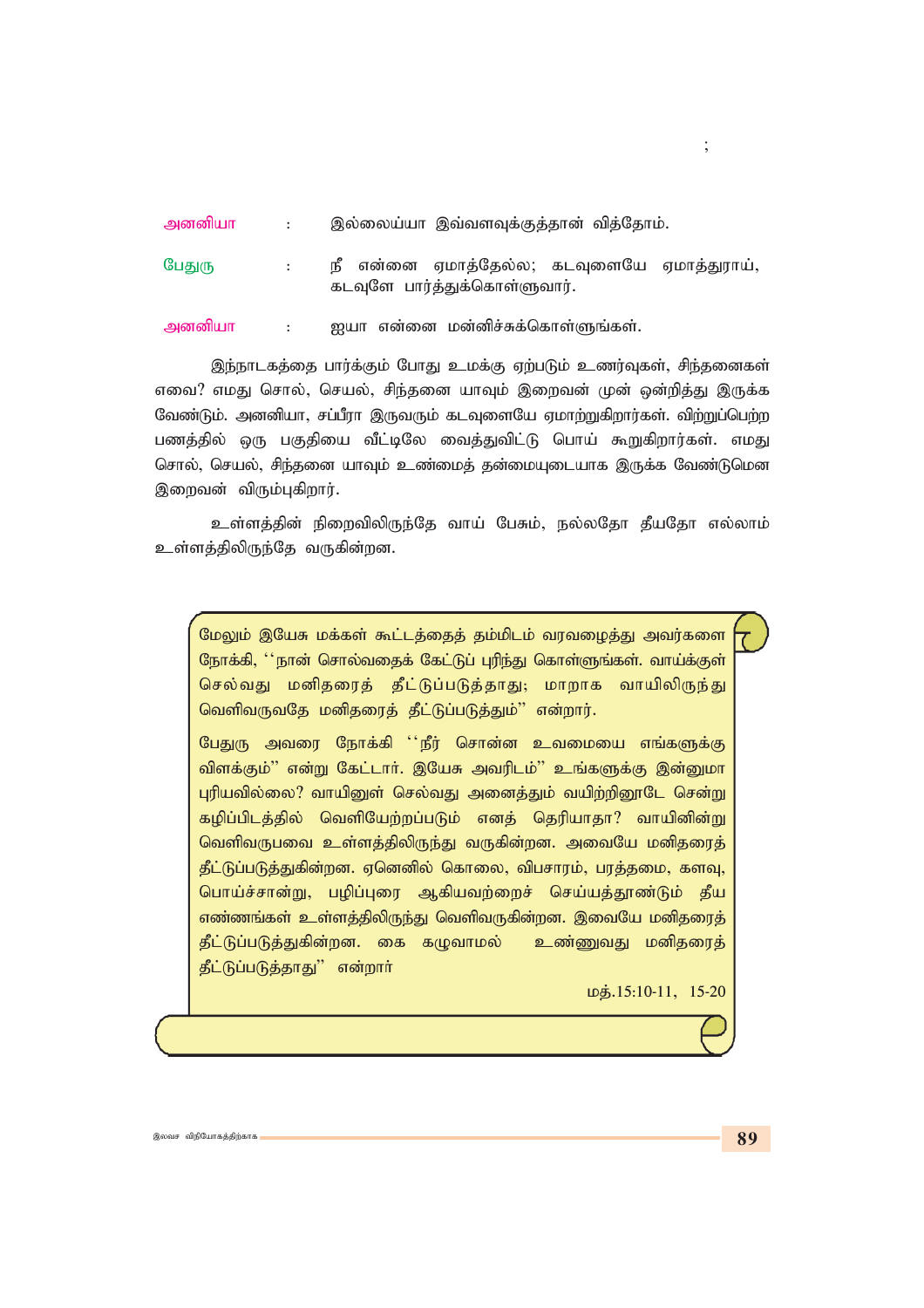அனனியா : இல்லைய்யா இவ்வளவுக்குத்தான் வித்தோம்.

பேதுரு : நீ என்னை ஏமாத்தேல்ல; கடவுளையே ஏமாத்துராய், கடவுளே பார்த்துக்கொள்ளுவார்.

அனனியா : ஐயா என்னை மன்னிச்சுக்கொள்ளுங்கள்.

இந்நாடகத்தை பார்க்கும் போது உமக்கு ஏற்படும் உணர்வுகள், சிந்தனைகள் எவை? எமது சொல், செயல், சிந்தனை யாவும் இறைவன் முன் ஒன்றித்து இருக்க வேண்டும். அனனியா, சப்பீரா இருவரும் கடவுளையே ஏமாற்றுகிறார்கள். விற்றுப்பெற்ற பணத்தில் ஒரு பகுதியை வீட்டிலே வைத்துவிட்டு பொய் கூறுகிறார்கள். எமது சொல், செயல், சிந்தனை யாவும் உண்மைத் தன்மையுடையாக இருக்க வேண்டுமென இறைவன் விரும்புகிறார்.

உள்ளத்தின் நிறைவிலிருந்தே வாய் பேசும், நல்லதோ தீயதோ எல்லாம் உள்ளத்திலிருந்தே வருகின்றன.

> மேலும் இயேசு மக்கள் கூட்டத்தைத் தம்மிடம் வரவழைத்து அவர்களை நோக்கி, ''நான் சொல்வதைக் கேட்டுப் புரிந்து கொள்ளுங்கள். வாய்க்குள் செல்வது மனிதரைத் தீட்டுப்படுத்தாது; மாறாக வாயிலிருந்து வெளிவருவதே மனிதரைத் தீட்டுப்படுத்தும்'' என்றார்.
>
> பேதுரு அவரை நோக்கி ''நீர் சொன்ன உவமையை எங்களுக்கு விளக்கும்'' என்று கேட்டார். இயேசு அவரிடம்'' உங்களுக்கு இன்னுமா புரியவில்லை? வாயினுள் செல்வது அனைத்தும் வயிற்றினூடே சென்று கழிப்பிடத்தில் வெளியேற்றப்படும் எனத் தெரியாதா? வாயினின்று வெளிவருபவை உள்ளத்திலிருந்து வருகின்றன. அவையே மனிதரைத் தீட்டுப்படுத்துகின்றன. ஏனெனில் கொலை, விபசாரம், பரத்தமை, களவு, பொய்ச்சான்று, பழிப்புரை ஆகியவற்றைச் செய்யத்தூண்டும் தீய எண்ணங்கள் உள்ளத்திலிருந்து வெளிவருகின்றன. இவையே மனிதரைத் தீட்டுப்படுத்துகின்றன. கை கழுவாமல் உண்ணுவது மனிதரைத் தீட்டுப்படுத்தாது'' என்றார்
>
> மத்.15:10-11, 15-20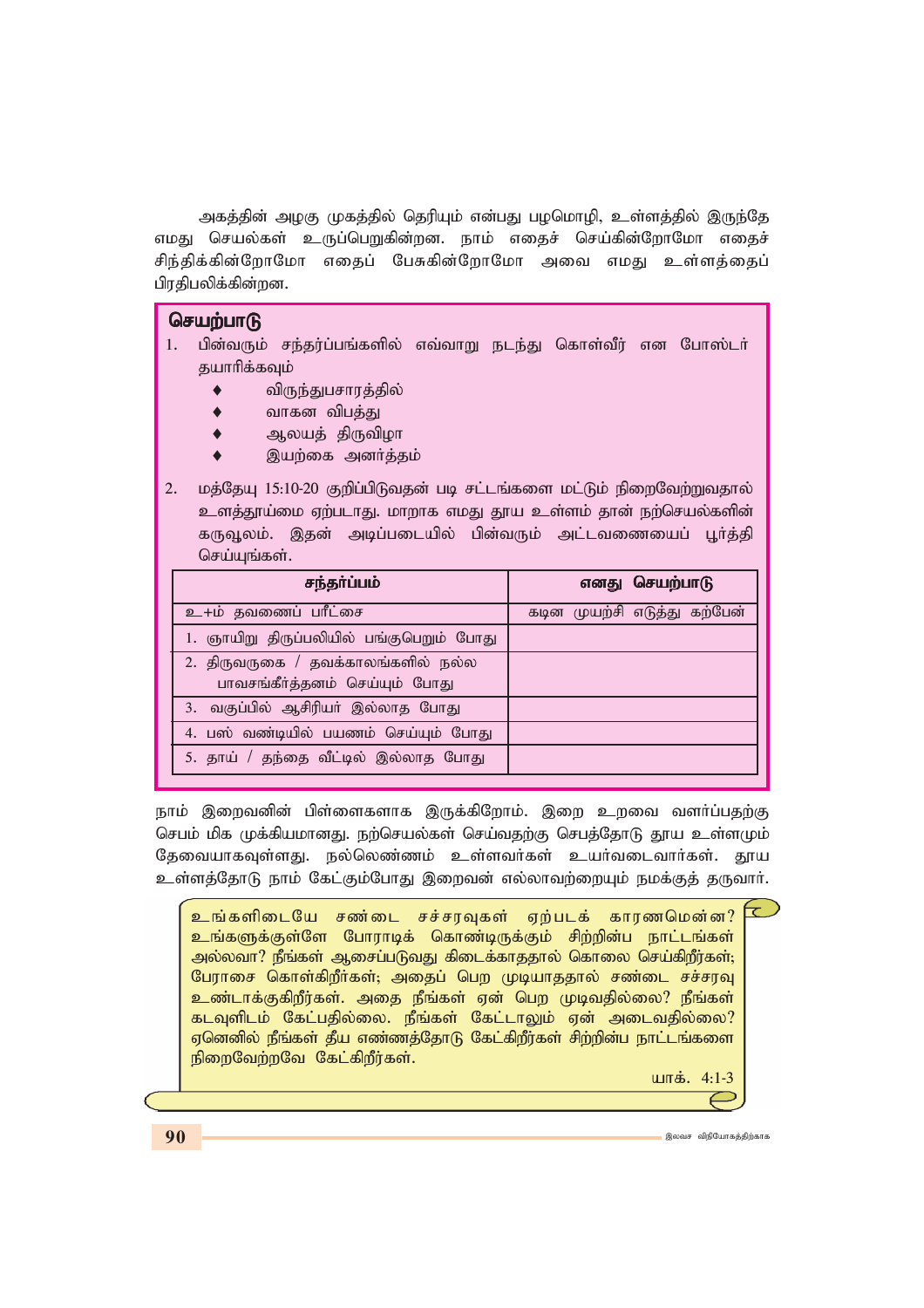அகத்தின் அழகு முகத்தில் தெரியும் என்பது பழமொழி, உள்ளத்தில் இருந்தே எமது செயல்கள் உருப்பெறுகின்றன. நாம் எதைச் செய்கின்றோமோ எதைச் சிந்திக்கின்றோமோ எதைப் பேசுகின்றோமோ அவை எமது உள்ளத்தைப் பிரதிபலிக்கின்றன.

## செயற்பாடு

1. பின்வரும் சந்தர்ப்பங்களில் எவ்வாறு நடந்து கொள்வீர் என போஸ்டர் தயாரிக்கவும்
   - விருந்துபசாரத்தில்
   - வாகன விபத்து
   - ஆலயத் திருவிழா
   - இயற்கை அனர்த்தம்

2. மத்தேயு 15:10-20 குறிப்பிடுவதன் படி சட்டங்களை மட்டும் நிறைவேற்றுவதால் உளத்தூய்மை ஏற்படாது. மாறாக எமது தூய உள்ளம் தான் நற்செயல்களின் கருவூலம். இதன் அடிப்படையில் பின்வரும் அட்டவணையைப் பூர்த்தி செய்யுங்கள்.

| சந்தர்ப்பம் | எனது செயற்பாடு |
|---|---|
| உ+ம் தவணைப் பரீட்சை | கடின முயற்சி எடுத்து கற்பேன் |
| 1. ஞாயிறு திருப்பலியில் பங்குபெறும் போது | |
| 2. திருவருகை / தவக்காலங்களில் நல்ல பாவசங்கீர்த்தனம் செய்யும் போது | |
| 3. வகுப்பில் ஆசிரியர் இல்லாத போது | |
| 4. பஸ் வண்டியில் பயணம் செய்யும் போது | |
| 5. தாய் / தந்தை வீட்டில் இல்லாத போது | |

நாம் இறைவனின் பிள்ளைகளாக இருக்கிறோம். இறை உறவை வளர்ப்பதற்கு செபம் மிக முக்கியமானது. நற்செயல்கள் செய்வதற்கு செபத்தோடு தூய உள்ளமும் தேவையாகவுள்ளது. நல்லெண்ணம் உள்ளவர்கள் உயர்வடைவார்கள். தூய உள்ளத்தோடு நாம் கேட்கும்போது இறைவன் எல்லாவற்றையும் நமக்குத் தருவார்.

> உங்களிடையே சண்டை சச்சரவுகள் ஏற்படக் காரணமென்ன? உங்களுக்குள்ளே போராடிக் கொண்டிருக்கும் சிற்றின்ப நாட்டங்கள் அல்லவா? நீங்கள் ஆசைப்படுவது கிடைக்காததால் கொலை செய்கிறீர்கள்; பேராசை கொள்கிறீர்கள்; அதைப் பெற முடியாததால் சண்டை சச்சரவு உண்டாக்குகிறீர்கள். அதை நீங்கள் ஏன் பெற முடிவதில்லை? நீங்கள் கடவுளிடம் கேட்பதில்லை. நீங்கள் கேட்டாலும் ஏன் அடைவதில்லை? ஏனெனில் நீங்கள் தீய எண்ணத்தோடு கேட்கிறீர்கள் சிற்றின்ப நாட்டங்களை நிறைவேற்றவே கேட்கிறீர்கள்.
>
> யாக். 4:1-3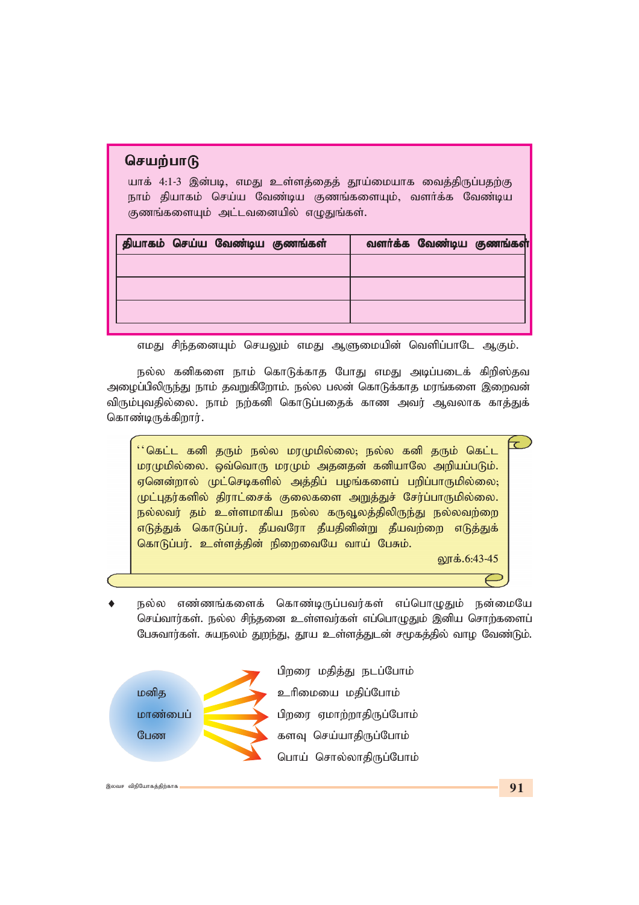## செயற்பாடு

யாக் 4:1-3 இன்படி, எமது உள்ளத்தைத் தூய்மையாக வைத்திருப்பதற்கு நாம் தியாகம் செய்ய வேண்டிய குணங்களையும், வளர்க்க வேண்டிய குணங்களையும் அட்டவனையில் எழுதுங்கள்.

| தியாகம் செய்ய வேண்டிய குணங்கள் | வளர்க்க வேண்டிய குணங்கள் |
|---|---|
| | |
| | |
| | |

எமது சிந்தனையும் செயலும் எமது ஆளுமையின் வெளிப்பாடே ஆகும்.

நல்ல கனிகளை நாம் கொடுக்காத போது எமது அடிப்படைக் கிறிஸ்தவ அழைப்பிலிருந்து நாம் தவறுகிறோம். நல்ல பலன் கொடுக்காத மரங்களை இறைவன் விரும்புவதில்லை. நாம் நற்கனி கொடுப்பதைக் காண அவர் ஆவலாக காத்துக் கொண்டிருக்கிறார்.

> ''கெட்ட கனி தரும் நல்ல மரமுமில்லை; நல்ல கனி தரும் கெட்ட மரமுமில்லை. ஒவ்வொரு மரமும் அதனதன் கனியாலே அறியப்படும். ஏனென்றால் முட்செடிகளில் அத்திப் பழங்களைப் பறிப்பாருமில்லை; முட்புதர்களில் திராட்சைக் குலைகளை அறுத்துச் சேர்ப்பாருமில்லை. நல்லவர் தம் உள்ளமாகிய நல்ல கருவூலத்திலிருந்து நல்லவற்றை எடுத்துக் கொடுப்பர். தீயவரோ தீயதினின்று தீயவற்றை எடுத்துக் கொடுப்பர். உள்ளத்தின் நிறைவையே வாய் பேசும்.
>
> லூக்.6:43-45

- நல்ல எண்ணங்களைக் கொண்டிருப்பவர்கள் எப்பொழுதும் நன்மையே செய்வார்கள். நல்ல சிந்தனை உள்ளவர்கள் எப்பொழுதும் இனிய சொற்களைப் பேசுவார்கள். சுயநலம் துறந்து, தூய உள்ளத்துடன் சமூகத்தில் வாழ வேண்டும்.

மனித மாண்பைப் பேண

பிறரை மதித்து நடப்போம்
உரிமையை மதிப்போம்
பிறரை ஏமாற்றாதிருப்போம்
களவு செய்யாதிருப்போம்
பொய் சொல்லாதிருப்போம்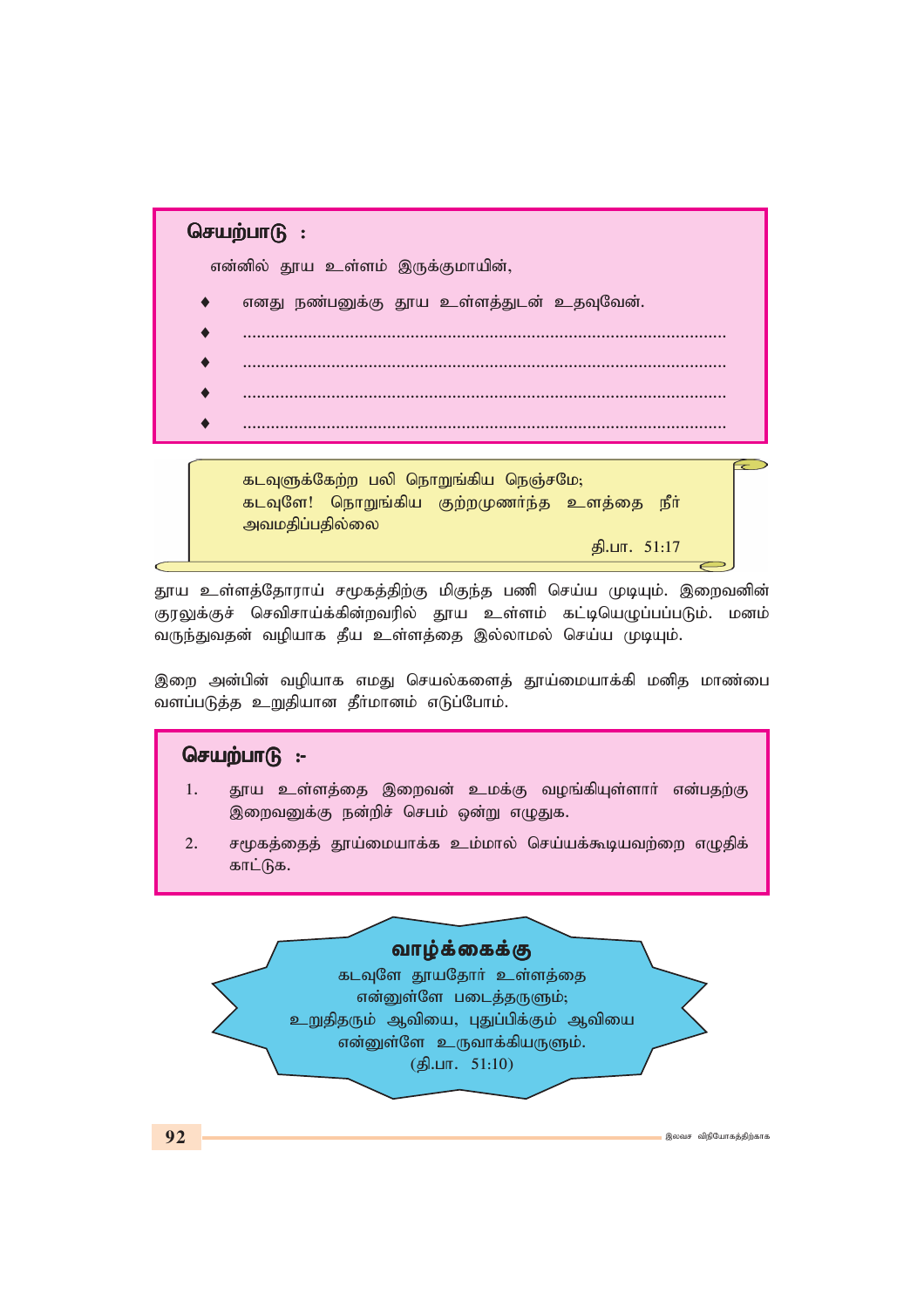**செயற்பாடு :**

என்னில் தூய உள்ளம் இருக்குமாயின்,

- எனது நண்பனுக்கு தூய உள்ளத்துடன் உதவுவேன்.
- ......................................................................................................
- ......................................................................................................
- ......................................................................................................
- ......................................................................................................

> கடவுளுக்கேற்ற பலி நொறுங்கிய நெஞ்சமே;
> கடவுளே! நொறுங்கிய குற்றமுணர்ந்த உளத்தை நீர் அவமதிப்பதில்லை
>
> தி.பா. 51:17

தூய உள்ளத்தோராய் சமூகத்திற்கு மிகுந்த பணி செய்ய முடியும். இறைவனின் குரலுக்குச் செவிசாய்க்கின்றவரில் தூய உள்ளம் கட்டியெழுப்பப்படும். மனம் வருந்துவதன் வழியாக தீய உள்ளத்தை இல்லாமல் செய்ய முடியும்.

இறை அன்பின் வழியாக எமது செயல்களைத் தூய்மையாக்கி மனித மாண்பை வளப்படுத்த உறுதியான தீர்மானம் எடுப்போம்.

**செயற்பாடு :-**

1. தூய உள்ளத்தை இறைவன் உமக்கு வழங்கியுள்ளார் என்பதற்கு இறைவனுக்கு நன்றிச் செபம் ஒன்று எழுதுக.
2. சமூகத்தைத் தூய்மையாக்க உம்மால் செய்யக்கூடியவற்றை எழுதிக் காட்டுக.

**வாழ்க்கைக்கு**

கடவுளே தூயதோர் உள்ளத்தை
என்னுள்ளே படைத்தருளும்;
உறுதிதரும் ஆவியை, புதுப்பிக்கும் ஆவியை
என்னுள்ளே உருவாக்கியருளும்.
(தி.பா. 51:10)